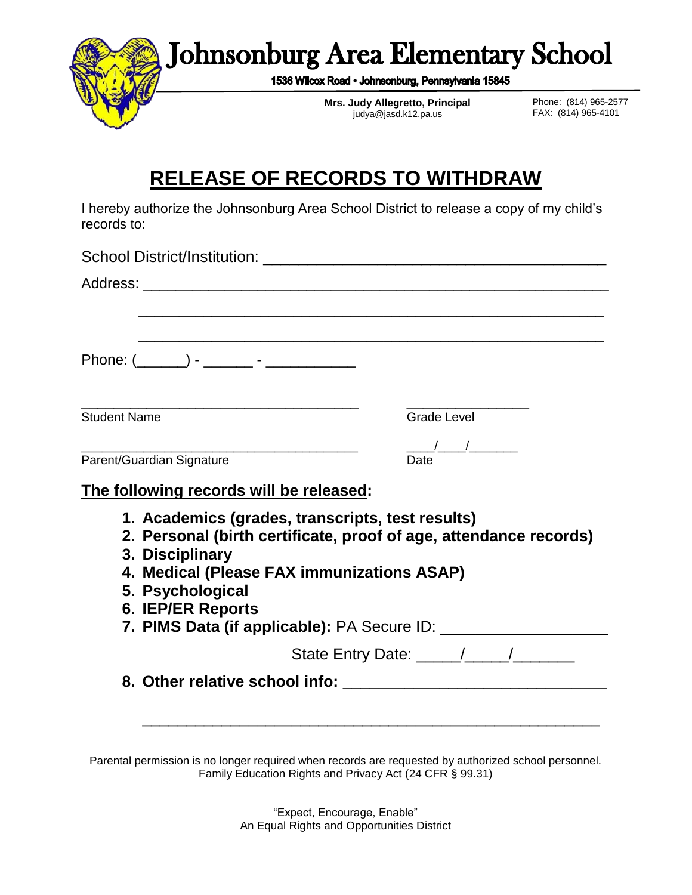# Johnsonburg Area Elementary School

**1536 Wilcox Road • Johnsonburg, Pennsylvania 15845**

**Mrs. Judy Allegretto, Principal**
judya@jasd.k12.pa.us

Phone: (814) 965-2577
FAX: (814) 965-4101

## RELEASE OF RECORDS TO WITHDRAW

I hereby authorize the Johnsonburg Area School District to release a copy of my child's records to:

School District/Institution: ______________________________________

Address: ______________________________________________________

______________________________________________________

______________________________________________________

Phone: (______) - ______ - ___________

___________________________________ Student Name

_______________ Grade Level

___________________________________ Parent/Guardian Signature

____/____/_______ Date

**The following records will be released:**

1. **Academics (grades, transcripts, test results)**
2. **Personal (birth certificate, proof of age, attendance records)**
3. **Disciplinary**
4. **Medical (Please FAX immunizations ASAP)**
5. **Psychological**
6. **IEP/ER Reports**
7. **PIMS Data (if applicable):** PA Secure ID: ___________________

   State Entry Date: _____/_____/_______
8. **Other relative school info:** ______________________________

   ______________________________________________________

Parental permission is no longer required when records are requested by authorized school personnel. Family Education Rights and Privacy Act (24 CFR § 99.31)

"Expect, Encourage, Enable"
An Equal Rights and Opportunities District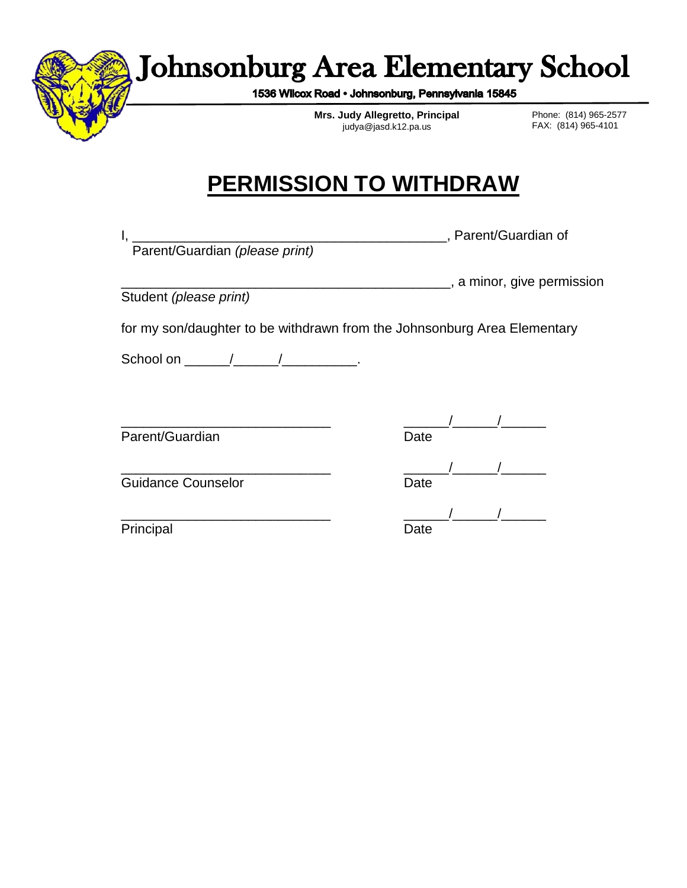# Johnsonburg Area Elementary School

**1536 Wilcox Road • Johnsonburg, Pennsylvania 15845**

**Mrs. Judy Allegretto, Principal**
judya@jasd.k12.pa.us

Phone: (814) 965-2577
FAX: (814) 965-4101

## PERMISSION TO WITHDRAW

I, ___________________________________________, Parent/Guardian of
Parent/Guardian *(please print)*

_____________________________________________, a minor, give permission
Student *(please print)*

for my son/daughter to be withdrawn from the Johnsonburg Area Elementary School on ______/______/__________.

_____________________________ ______/______/______
Parent/Guardian Date

_____________________________ ______/______/______
Guidance Counselor Date

_____________________________ ______/______/______
Principal Date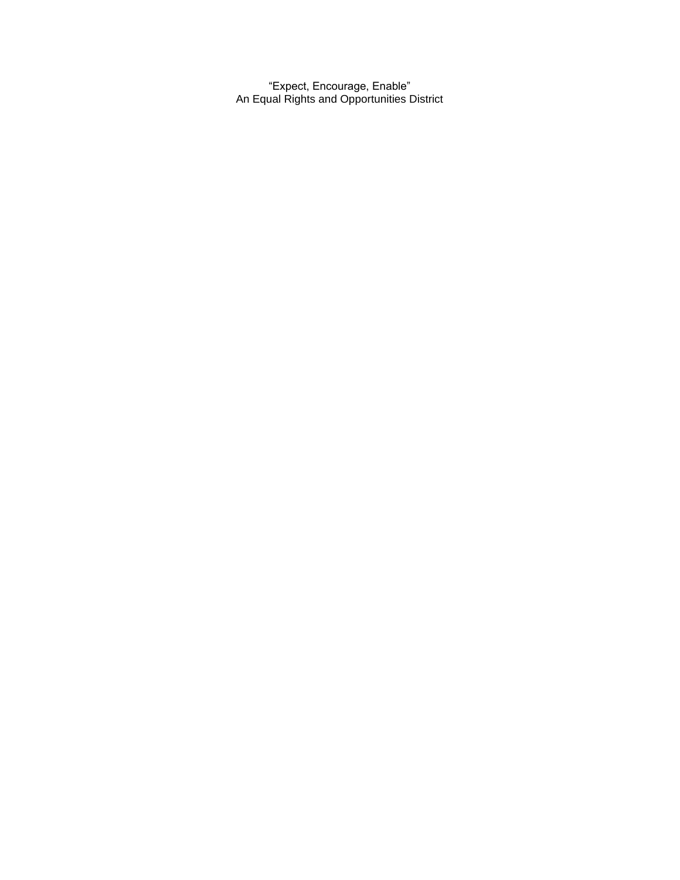“Expect, Encourage, Enable”

An Equal Rights and Opportunities District